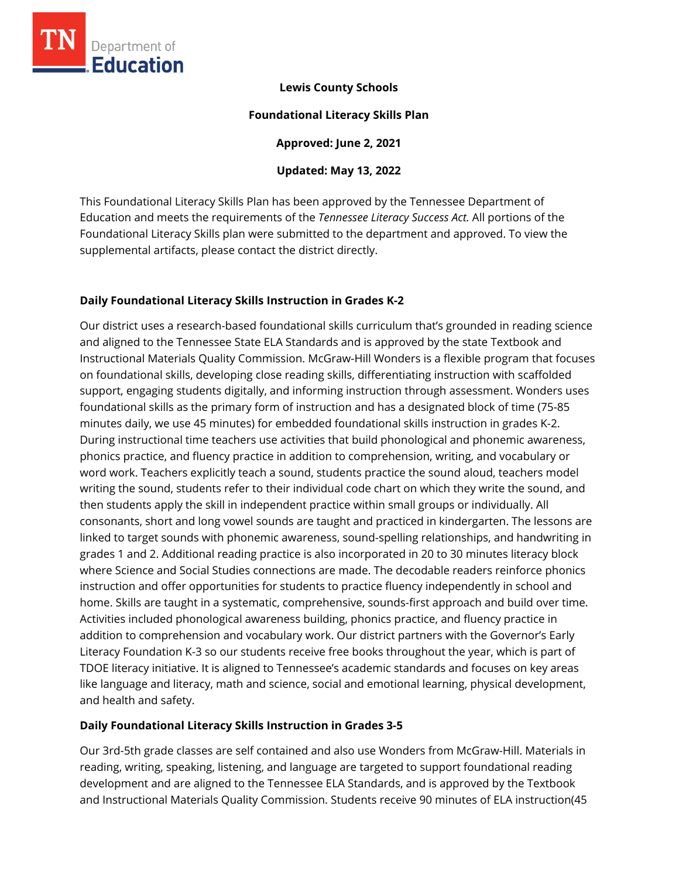**Lewis County Schools**

**Foundational Literacy Skills Plan**

**Approved: June 2, 2021**

**Updated: May 13, 2022**

This Foundational Literacy Skills Plan has been approved by the Tennessee Department of Education and meets the requirements of the *Tennessee Literacy Success Act.* All portions of the Foundational Literacy Skills plan were submitted to the department and approved. To view the supplemental artifacts, please contact the district directly.

### Daily Foundational Literacy Skills Instruction in Grades K-2

Our district uses a research-based foundational skills curriculum that's grounded in reading science and aligned to the Tennessee State ELA Standards and is approved by the state Textbook and Instructional Materials Quality Commission. McGraw-Hill Wonders is a flexible program that focuses on foundational skills, developing close reading skills, differentiating instruction with scaffolded support, engaging students digitally, and informing instruction through assessment. Wonders uses foundational skills as the primary form of instruction and has a designated block of time (75-85 minutes daily, we use 45 minutes) for embedded foundational skills instruction in grades K-2. During instructional time teachers use activities that build phonological and phonemic awareness, phonics practice, and fluency practice in addition to comprehension, writing, and vocabulary or word work. Teachers explicitly teach a sound, students practice the sound aloud, teachers model writing the sound, students refer to their individual code chart on which they write the sound, and then students apply the skill in independent practice within small groups or individually. All consonants, short and long vowel sounds are taught and practiced in kindergarten. The lessons are linked to target sounds with phonemic awareness, sound-spelling relationships, and handwriting in grades 1 and 2. Additional reading practice is also incorporated in 20 to 30 minutes literacy block where Science and Social Studies connections are made. The decodable readers reinforce phonics instruction and offer opportunities for students to practice fluency independently in school and home. Skills are taught in a systematic, comprehensive, sounds-first approach and build over time. Activities included phonological awareness building, phonics practice, and fluency practice in addition to comprehension and vocabulary work. Our district partners with the Governor's Early Literacy Foundation K-3 so our students receive free books throughout the year, which is part of TDOE literacy initiative. It is aligned to Tennessee's academic standards and focuses on key areas like language and literacy, math and science, social and emotional learning, physical development, and health and safety.

### Daily Foundational Literacy Skills Instruction in Grades 3-5

Our 3rd-5th grade classes are self contained and also use Wonders from McGraw-Hill. Materials in reading, writing, speaking, listening, and language are targeted to support foundational reading development and are aligned to the Tennessee ELA Standards, and is approved by the Textbook and Instructional Materials Quality Commission. Students receive 90 minutes of ELA instruction(45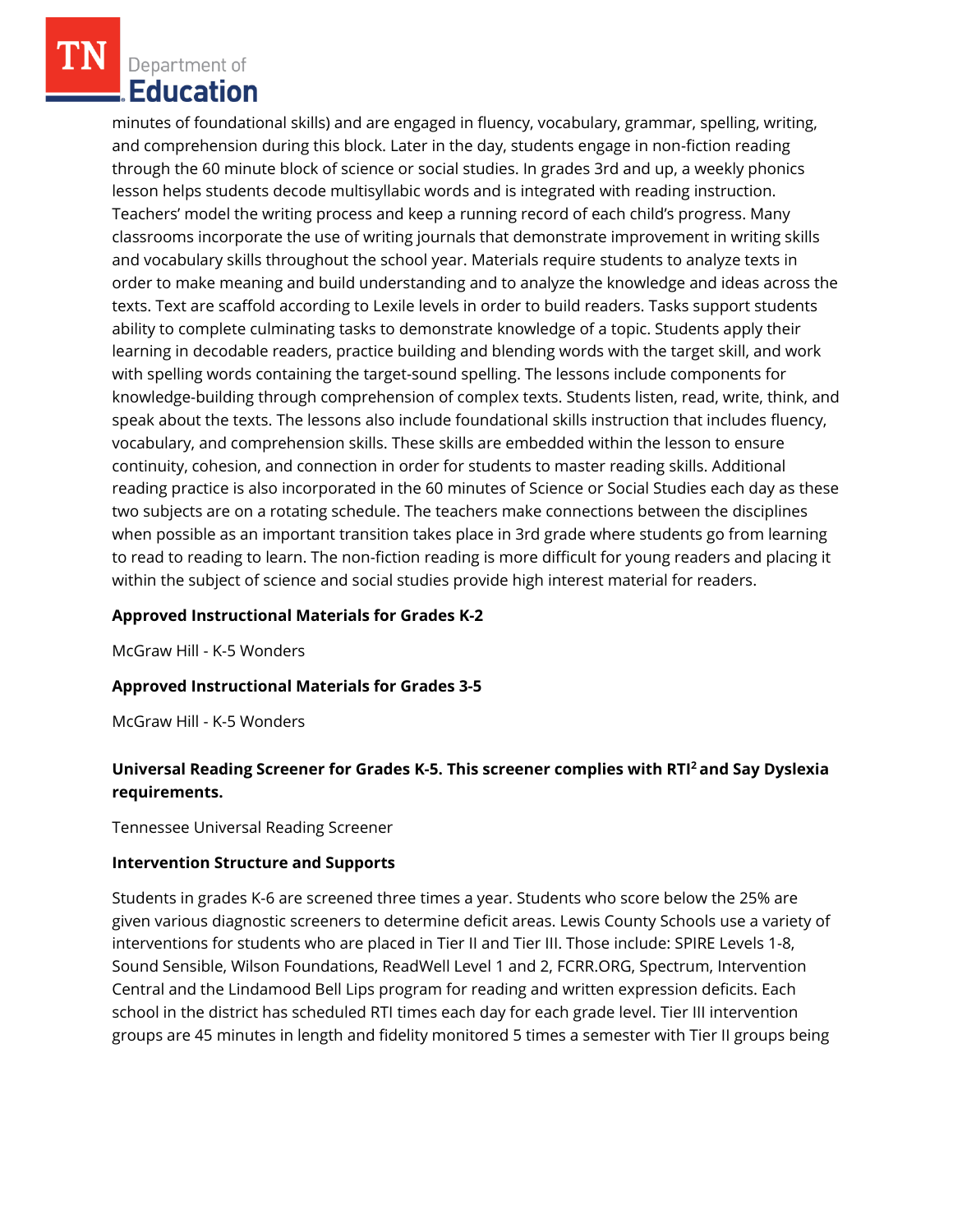minutes of foundational skills) and are engaged in fluency, vocabulary, grammar, spelling, writing, and comprehension during this block. Later in the day, students engage in non-fiction reading through the 60 minute block of science or social studies. In grades 3rd and up, a weekly phonics lesson helps students decode multisyllabic words and is integrated with reading instruction. Teachers' model the writing process and keep a running record of each child's progress. Many classrooms incorporate the use of writing journals that demonstrate improvement in writing skills and vocabulary skills throughout the school year. Materials require students to analyze texts in order to make meaning and build understanding and to analyze the knowledge and ideas across the texts. Text are scaffold according to Lexile levels in order to build readers. Tasks support students ability to complete culminating tasks to demonstrate knowledge of a topic. Students apply their learning in decodable readers, practice building and blending words with the target skill, and work with spelling words containing the target-sound spelling. The lessons include components for knowledge-building through comprehension of complex texts. Students listen, read, write, think, and speak about the texts. The lessons also include foundational skills instruction that includes fluency, vocabulary, and comprehension skills. These skills are embedded within the lesson to ensure continuity, cohesion, and connection in order for students to master reading skills. Additional reading practice is also incorporated in the 60 minutes of Science or Social Studies each day as these two subjects are on a rotating schedule. The teachers make connections between the disciplines when possible as an important transition takes place in 3rd grade where students go from learning to read to reading to learn. The non-fiction reading is more difficult for young readers and placing it within the subject of science and social studies provide high interest material for readers.

**Approved Instructional Materials for Grades K-2**

McGraw Hill - K-5 Wonders

**Approved Instructional Materials for Grades 3-5**

McGraw Hill - K-5 Wonders

**Universal Reading Screener for Grades K-5. This screener complies with RTI$^2$ and Say Dyslexia requirements.**

Tennessee Universal Reading Screener

**Intervention Structure and Supports**

Students in grades K-6 are screened three times a year. Students who score below the 25% are given various diagnostic screeners to determine deficit areas. Lewis County Schools use a variety of interventions for students who are placed in Tier II and Tier III. Those include: SPIRE Levels 1-8, Sound Sensible, Wilson Foundations, ReadWell Level 1 and 2, FCRR.ORG, Spectrum, Intervention Central and the Lindamood Bell Lips program for reading and written expression deficits. Each school in the district has scheduled RTI times each day for each grade level. Tier III intervention groups are 45 minutes in length and fidelity monitored 5 times a semester with Tier II groups being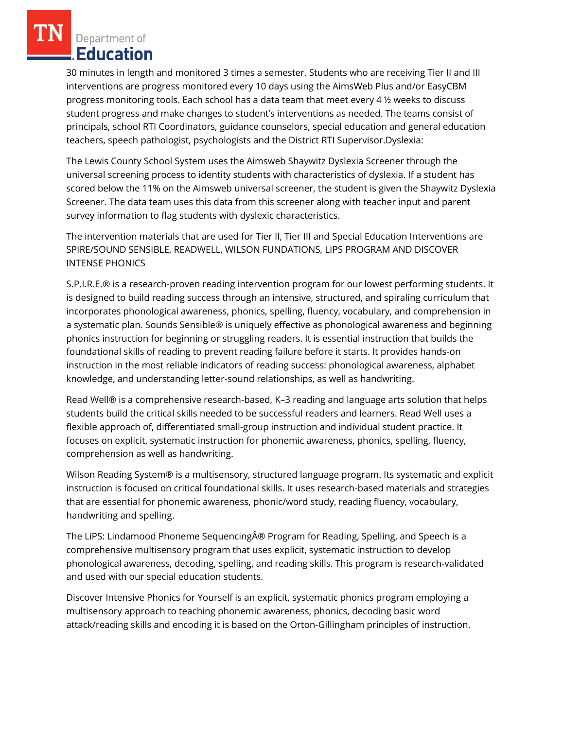30 minutes in length and monitored 3 times a semester. Students who are receiving Tier II and III interventions are progress monitored every 10 days using the AimsWeb Plus and/or EasyCBM progress monitoring tools. Each school has a data team that meet every 4 ½ weeks to discuss student progress and make changes to student's interventions as needed. The teams consist of principals, school RTI Coordinators, guidance counselors, special education and general education teachers, speech pathologist, psychologists and the District RTI Supervisor.Dyslexia:

The Lewis County School System uses the Aimsweb Shaywitz Dyslexia Screener through the universal screening process to identity students with characteristics of dyslexia. If a student has scored below the 11% on the Aimsweb universal screener, the student is given the Shaywitz Dyslexia Screener. The data team uses this data from this screener along with teacher input and parent survey information to flag students with dyslexic characteristics.

The intervention materials that are used for Tier II, Tier III and Special Education Interventions are SPIRE/SOUND SENSIBLE, READWELL, WILSON FUNDATIONS, LIPS PROGRAM AND DISCOVER INTENSE PHONICS

S.P.I.R.E.® is a research-proven reading intervention program for our lowest performing students. It is designed to build reading success through an intensive, structured, and spiraling curriculum that incorporates phonological awareness, phonics, spelling, fluency, vocabulary, and comprehension in a systematic plan. Sounds Sensible® is uniquely effective as phonological awareness and beginning phonics instruction for beginning or struggling readers. It is essential instruction that builds the foundational skills of reading to prevent reading failure before it starts. It provides hands-on instruction in the most reliable indicators of reading success: phonological awareness, alphabet knowledge, and understanding letter-sound relationships, as well as handwriting.

Read Well® is a comprehensive research-based, K–3 reading and language arts solution that helps students build the critical skills needed to be successful readers and learners. Read Well uses a flexible approach of, differentiated small-group instruction and individual student practice. It focuses on explicit, systematic instruction for phonemic awareness, phonics, spelling, fluency, comprehension as well as handwriting.

Wilson Reading System® is a multisensory, structured language program. Its systematic and explicit instruction is focused on critical foundational skills. It uses research-based materials and strategies that are essential for phonemic awareness, phonic/word study, reading fluency, vocabulary, handwriting and spelling.

The LiPS: Lindamood Phoneme SequencingÂ® Program for Reading, Spelling, and Speech is a comprehensive multisensory program that uses explicit, systematic instruction to develop phonological awareness, decoding, spelling, and reading skills. This program is research-validated and used with our special education students.

Discover Intensive Phonics for Yourself is an explicit, systematic phonics program employing a multisensory approach to teaching phonemic awareness, phonics, decoding basic word attack/reading skills and encoding it is based on the Orton-Gillingham principles of instruction.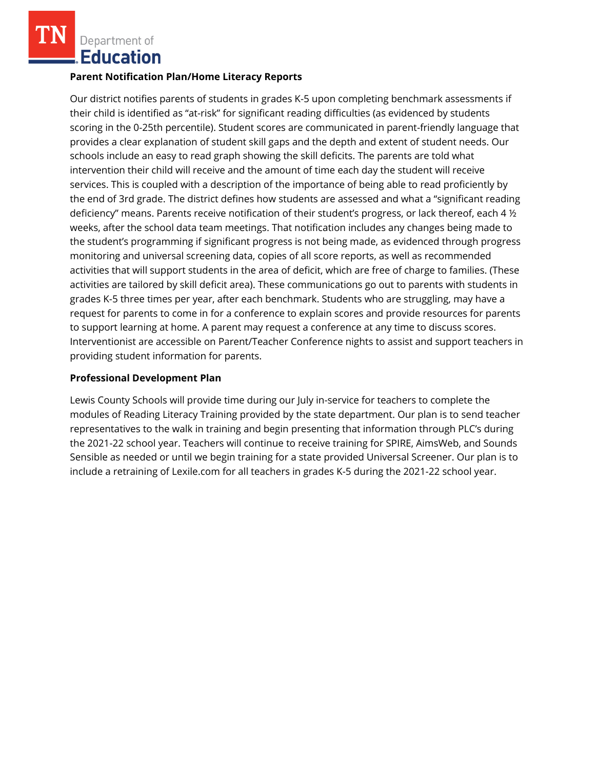**Parent Notification Plan/Home Literacy Reports**

Our district notifies parents of students in grades K-5 upon completing benchmark assessments if their child is identified as "at-risk" for significant reading difficulties (as evidenced by students scoring in the 0-25th percentile). Student scores are communicated in parent-friendly language that provides a clear explanation of student skill gaps and the depth and extent of student needs. Our schools include an easy to read graph showing the skill deficits. The parents are told what intervention their child will receive and the amount of time each day the student will receive services. This is coupled with a description of the importance of being able to read proficiently by the end of 3rd grade. The district defines how students are assessed and what a "significant reading deficiency" means. Parents receive notification of their student's progress, or lack thereof, each 4 ½ weeks, after the school data team meetings. That notification includes any changes being made to the student's programming if significant progress is not being made, as evidenced through progress monitoring and universal screening data, copies of all score reports, as well as recommended activities that will support students in the area of deficit, which are free of charge to families. (These activities are tailored by skill deficit area). These communications go out to parents with students in grades K-5 three times per year, after each benchmark. Students who are struggling, may have a request for parents to come in for a conference to explain scores and provide resources for parents to support learning at home. A parent may request a conference at any time to discuss scores. Interventionist are accessible on Parent/Teacher Conference nights to assist and support teachers in providing student information for parents.

**Professional Development Plan**

Lewis County Schools will provide time during our July in-service for teachers to complete the modules of Reading Literacy Training provided by the state department. Our plan is to send teacher representatives to the walk in training and begin presenting that information through PLC's during the 2021-22 school year. Teachers will continue to receive training for SPIRE, AimsWeb, and Sounds Sensible as needed or until we begin training for a state provided Universal Screener. Our plan is to include a retraining of Lexile.com for all teachers in grades K-5 during the 2021-22 school year.